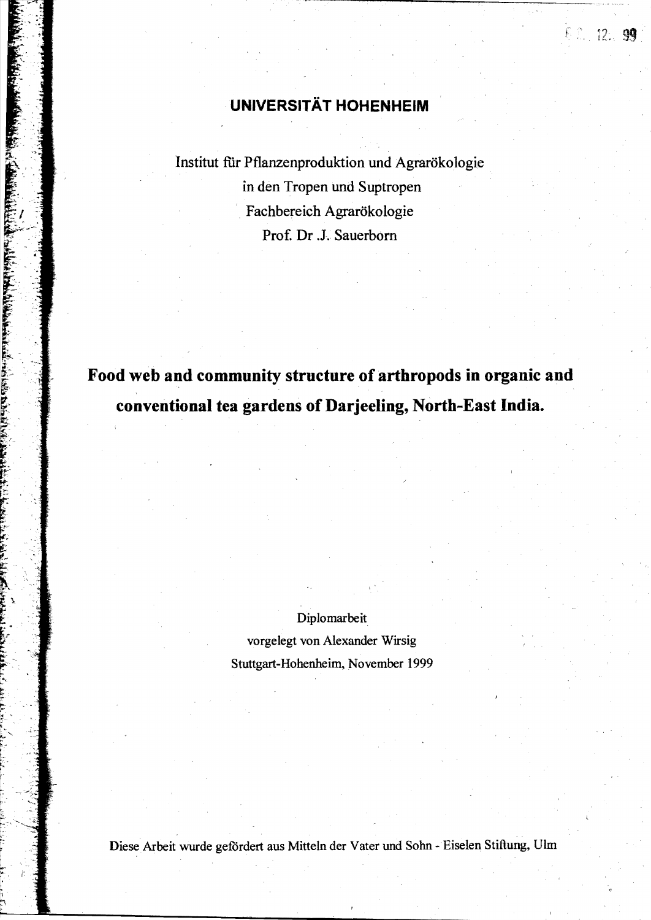# UNIVERSITÄT HOHENHEIM

Institut für Pflanzenproduktion und Agrarökologie
in den Tropen und Suptropen
Fachbereich Agrarökologie
Prof. Dr .J. Sauerborn

# Food web and community structure of arthropods in organic and conventional tea gardens of Darjeeling, North-East India.

Diplomarbeit
vorgelegt von Alexander Wirsig
Stuttgart-Hohenheim, November 1999

Diese Arbeit wurde gefördert aus Mitteln der Vater und Sohn - Eiselen Stiftung, Ulm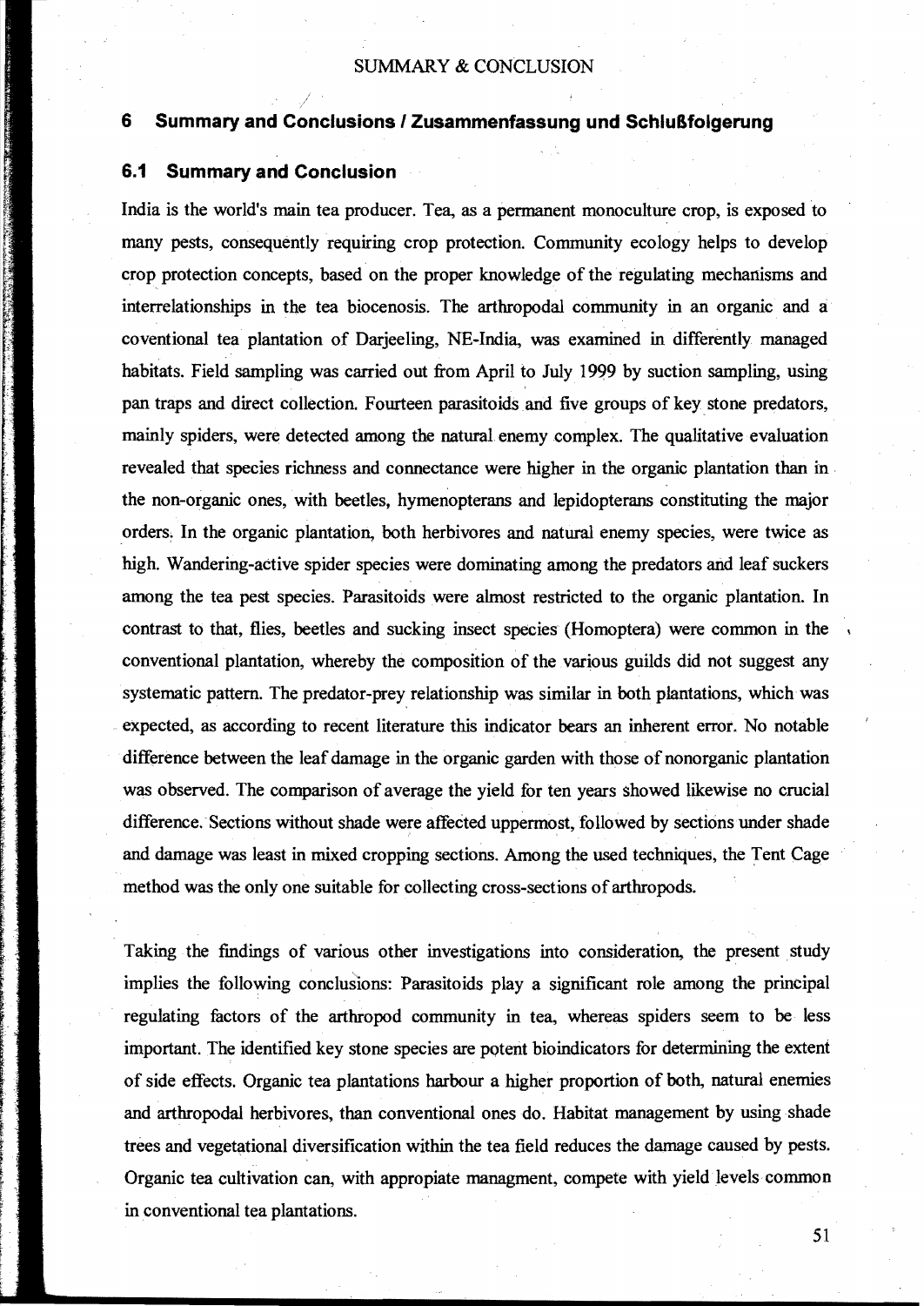# 6 Summary and Conclusions / Zusammenfassung und Schlußfolgerung

## 6.1 Summary and Conclusion

India is the world's main tea producer. Tea, as a permanent monoculture crop, is exposed to many pests, consequently requiring crop protection. Community ecology helps to develop crop protection concepts, based on the proper knowledge of the regulating mechanisms and interrelationships in the tea biocenosis. The arthropodal community in an organic and a coventional tea plantation of Darjeeling, NE-India, was examined in differently managed habitats. Field sampling was carried out from April to July 1999 by suction sampling, using pan traps and direct collection. Fourteen parasitoids and five groups of key stone predators, mainly spiders, were detected among the natural enemy complex. The qualitative evaluation revealed that species richness and connectance were higher in the organic plantation than in the non-organic ones, with beetles, hymenopterans and lepidopterans constituting the major orders. In the organic plantation, both herbivores and natural enemy species, were twice as high. Wandering-active spider species were dominating among the predators and leaf suckers among the tea pest species. Parasitoids were almost restricted to the organic plantation. In contrast to that, flies, beetles and sucking insect species (Homoptera) were common in the conventional plantation, whereby the composition of the various guilds did not suggest any systematic pattern. The predator-prey relationship was similar in both plantations, which was expected, as according to recent literature this indicator bears an inherent error. No notable difference between the leaf damage in the organic garden with those of nonorganic plantation was observed. The comparison of average the yield for ten years showed likewise no crucial difference. Sections without shade were affected uppermost, followed by sections under shade and damage was least in mixed cropping sections. Among the used techniques, the Tent Cage method was the only one suitable for collecting cross-sections of arthropods.

Taking the findings of various other investigations into consideration, the present study implies the following conclusions: Parasitoids play a significant role among the principal regulating factors of the arthropod community in tea, whereas spiders seem to be less important. The identified key stone species are potent bioindicators for determining the extent of side effects. Organic tea plantations harbour a higher proportion of both, natural enemies and arthropodal herbivores, than conventional ones do. Habitat management by using shade trees and vegetational diversification within the tea field reduces the damage caused by pests. Organic tea cultivation can, with appropiate managment, compete with yield levels common in conventional tea plantations.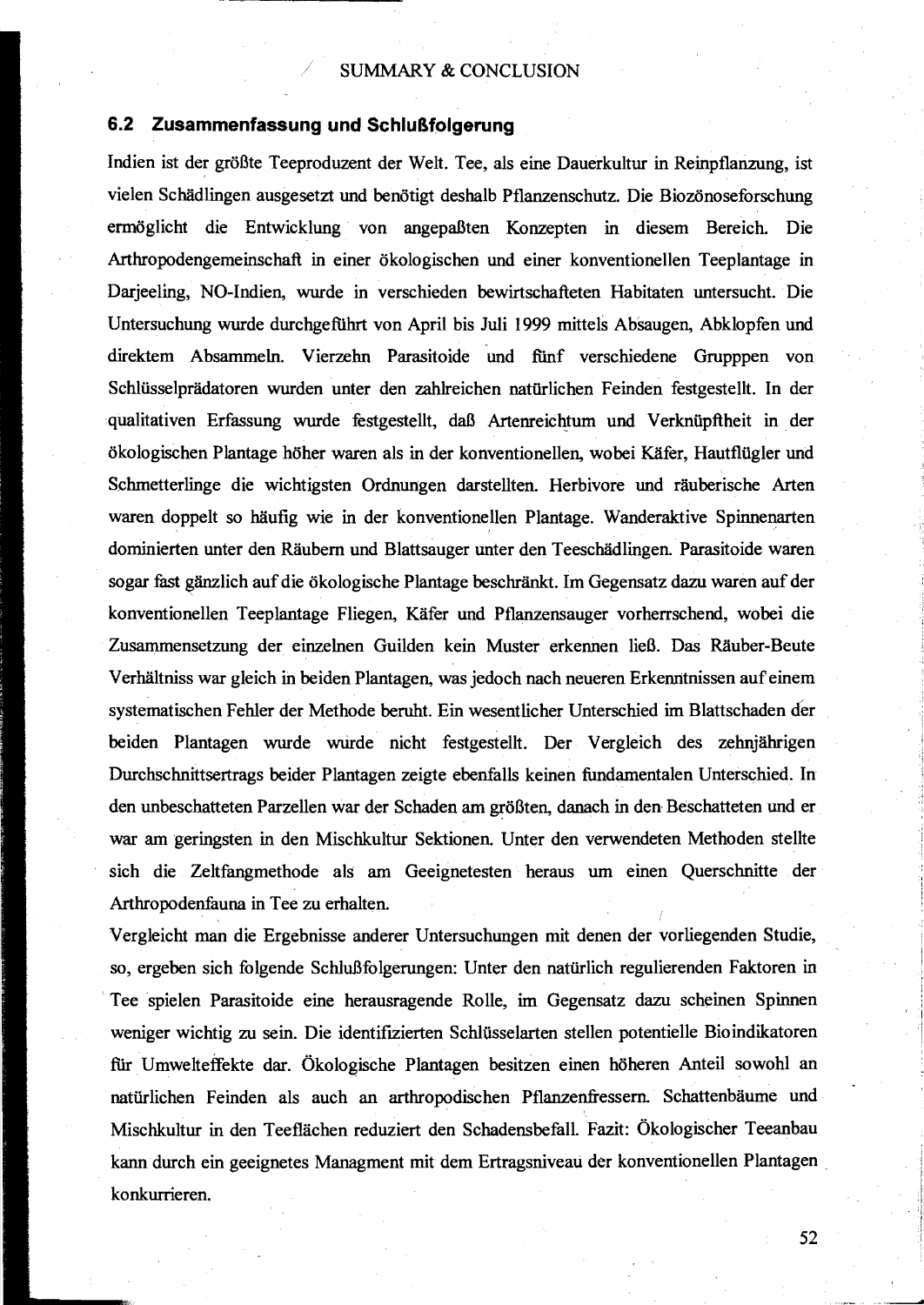## 6.2 Zusammenfassung und Schlußfolgerung

Indien ist der größte Teeproduzent der Welt. Tee, als eine Dauerkultur in Reinpflanzung, ist vielen Schädlingen ausgesetzt und benötigt deshalb Pflanzenschutz. Die Biozönoseforschung ermöglicht die Entwicklung von angepaßten Konzepten in diesem Bereich. Die Arthropodengemeinschaft in einer ökologischen und einer konventionellen Teeplantage in Darjeeling, NO-Indien, wurde in verschieden bewirtschafteten Habitaten untersucht. Die Untersuchung wurde durchgeführt von April bis Juli 1999 mittels Absaugen, Abklopfen und direktem Absammeln. Vierzehn Parasitoide und fünf verschiedene Grupppen von Schlüsselprädatoren wurden unter den zahlreichen natürlichen Feinden festgestellt. In der qualitativen Erfassung wurde festgestellt, daß Artenreichtum und Verknüpftheit in der ökologischen Plantage höher waren als in der konventionellen, wobei Käfer, Hautflügler und Schmetterlinge die wichtigsten Ordnungen darstellten. Herbivore und räuberische Arten waren doppelt so häufig wie in der konventionellen Plantage. Wanderaktive Spinnenarten dominierten unter den Räubern und Blattsauger unter den Teeschädlingen. Parasitoide waren sogar fast gänzlich auf die ökologische Plantage beschränkt. Im Gegensatz dazu waren auf der konventionellen Teeplantage Fliegen, Käfer und Pflanzensauger vorherrschend, wobei die Zusammensetzung der einzelnen Guilden kein Muster erkennen ließ. Das Räuber-Beute Verhältniss war gleich in beiden Plantagen, was jedoch nach neueren Erkenntnissen auf einem systematischen Fehler der Methode beruht. Ein wesentlicher Unterschied im Blattschaden der beiden Plantagen wurde wurde nicht festgestellt. Der Vergleich des zehnjährigen Durchschnittsertrags beider Plantagen zeigte ebenfalls keinen fundamentalen Unterschied. In den unbeschatteten Parzellen war der Schaden am größten, danach in den Beschatteten und er war am geringsten in den Mischkultur Sektionen. Unter den verwendeten Methoden stellte sich die Zeltfangmethode als am Geeignetesten heraus um einen Querschnitte der Arthropodenfauna in Tee zu erhalten.

Vergleicht man die Ergebnisse anderer Untersuchungen mit denen der vorliegenden Studie, so, ergeben sich folgende Schlußfolgerungen: Unter den natürlich regulierenden Faktoren in Tee spielen Parasitoide eine herausragende Rolle, im Gegensatz dazu scheinen Spinnen weniger wichtig zu sein. Die identifizierten Schlüsselarten stellen potentielle Bioindikatoren für Umwelteffekte dar. Ökologische Plantagen besitzen einen höheren Anteil sowohl an natürlichen Feinden als auch an arthropodischen Pflanzenfressern. Schattenbäume und Mischkultur in den Teeflächen reduziert den Schadensbefall. Fazit: Ökologischer Teeanbau kann durch ein geeignetes Managment mit dem Ertragsniveau der konventionellen Plantagen konkurrieren.